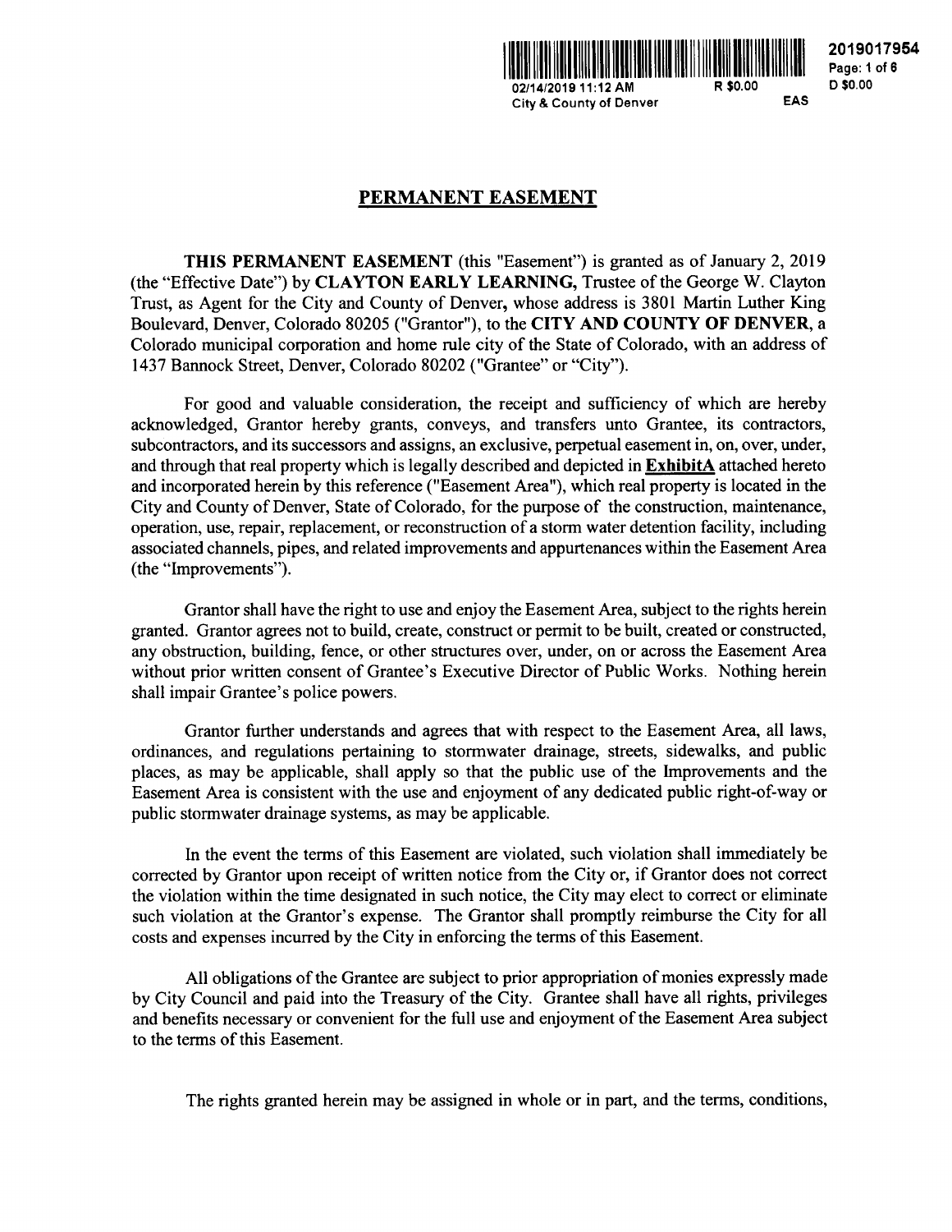2019017954

02/14/2019 11:12 AM R $0.00 D $0.00

City & County of Denver EAS

## PERMANENT EASEMENT

**THIS PERMANENT EASEMENT** (this "Easement") is granted as of January 2, 2019 (the "Effective Date") by **CLAYTON EARLY LEARNING,** Trustee of the George W. Clayton Trust, as Agent for the City and County of Denver, whose address is 3801 Martin Luther King Boulevard, Denver, Colorado 80205 ("Grantor"), to the **CITY AND COUNTY OF DENVER**, a Colorado municipal corporation and home rule city of the State of Colorado, with an address of 1437 Bannock Street, Denver, Colorado 80202 ("Grantee" or "City").

For good and valuable consideration, the receipt and sufficiency of which are hereby acknowledged, Grantor hereby grants, conveys, and transfers unto Grantee, its contractors, subcontractors, and its successors and assigns, an exclusive, perpetual easement in, on, over, under, and through that real property which is legally described and depicted in **ExhibitA** attached hereto and incorporated herein by this reference ("Easement Area"), which real property is located in the City and County of Denver, State of Colorado, for the purpose of the construction, maintenance, operation, use, repair, replacement, or reconstruction of a storm water detention facility, including associated channels, pipes, and related improvements and appurtenances within the Easement Area (the "Improvements").

Grantor shall have the right to use and enjoy the Easement Area, subject to the rights herein granted. Grantor agrees not to build, create, construct or permit to be built, created or constructed, any obstruction, building, fence, or other structures over, under, on or across the Easement Area without prior written consent of Grantee's Executive Director of Public Works. Nothing herein shall impair Grantee's police powers.

Grantor further understands and agrees that with respect to the Easement Area, all laws, ordinances, and regulations pertaining to stormwater drainage, streets, sidewalks, and public places, as may be applicable, shall apply so that the public use of the Improvements and the Easement Area is consistent with the use and enjoyment of any dedicated public right-of-way or public stormwater drainage systems, as may be applicable.

In the event the terms of this Easement are violated, such violation shall immediately be corrected by Grantor upon receipt of written notice from the City or, if Grantor does not correct the violation within the time designated in such notice, the City may elect to correct or eliminate such violation at the Grantor's expense. The Grantor shall promptly reimburse the City for all costs and expenses incurred by the City in enforcing the terms of this Easement.

All obligations of the Grantee are subject to prior appropriation of monies expressly made by City Council and paid into the Treasury of the City. Grantee shall have all rights, privileges and benefits necessary or convenient for the full use and enjoyment of the Easement Area subject to the terms of this Easement.

The rights granted herein may be assigned in whole or in part, and the terms, conditions,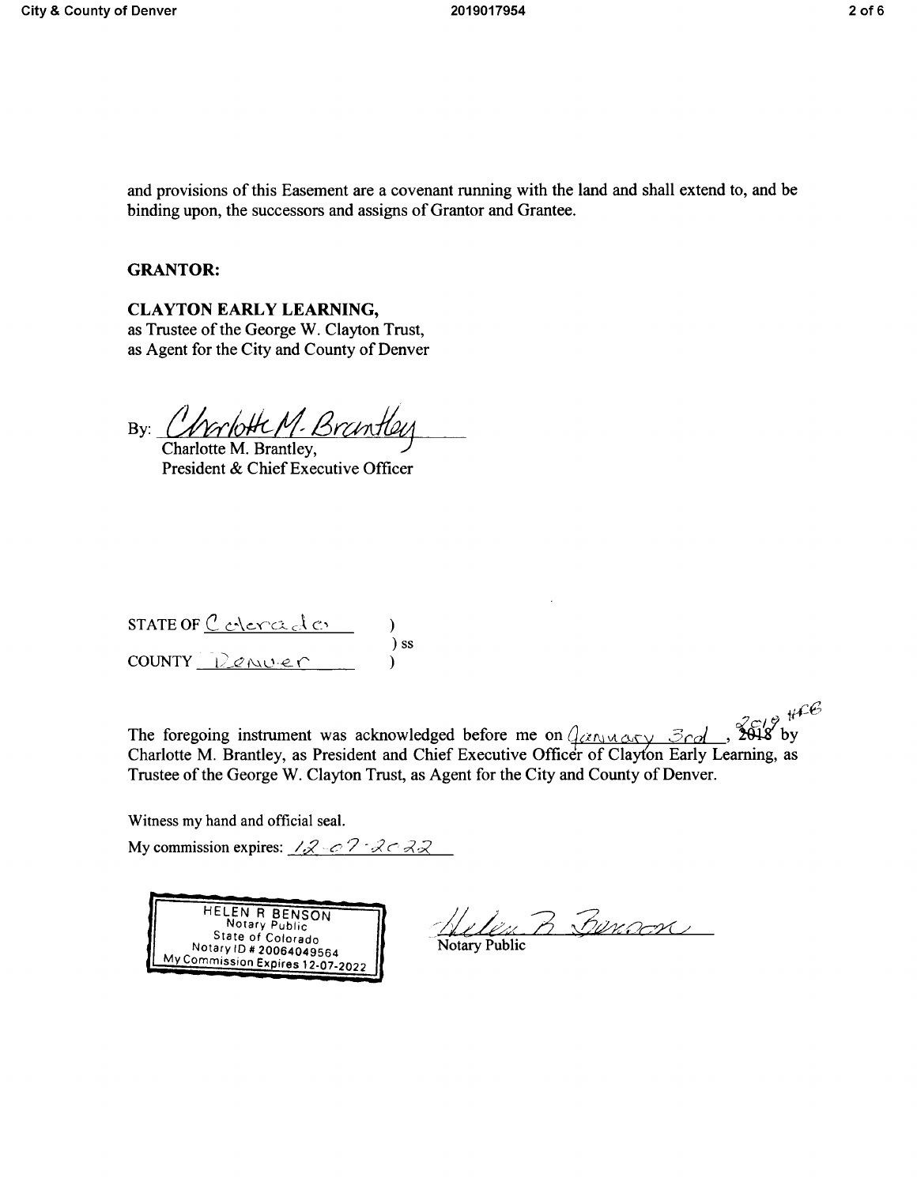and provisions of this Easement are a covenant running with the land and shall extend to, and be binding upon, the successors and assigns of Grantor and Grantee.

**GRANTOR:**

**CLAYTON EARLY LEARNING,**
as Trustee of the George W. Clayton Trust,
as Agent for the City and County of Denver

By: Charlotte M. Brantley
Charlotte M. Brantley,
President & Chief Executive Officer

STATE OF Colorado )
) ss
COUNTY Denver )

The foregoing instrument was acknowledged before me on January 3rd, 2019 HRB by Charlotte M. Brantley, as President and Chief Executive Officer of Clayton Early Learning, as Trustee of the George W. Clayton Trust, as Agent for the City and County of Denver.

Witness my hand and official seal.

My commission expires: 12-07-2022

HELEN R BENSON
Notary Public
State of Colorado
Notary ID # 20064049564
My Commission Expires 12-07-2022

Helen R Benson
Notary Public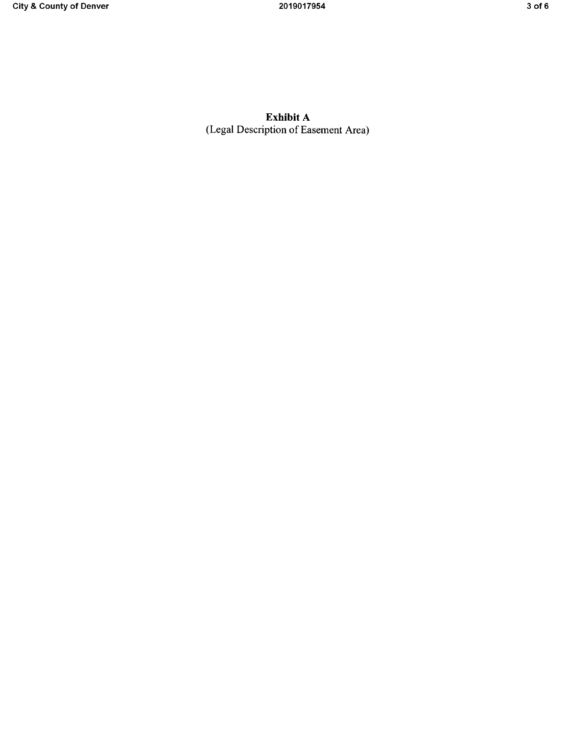# Exhibit A

(Legal Description of Easement Area)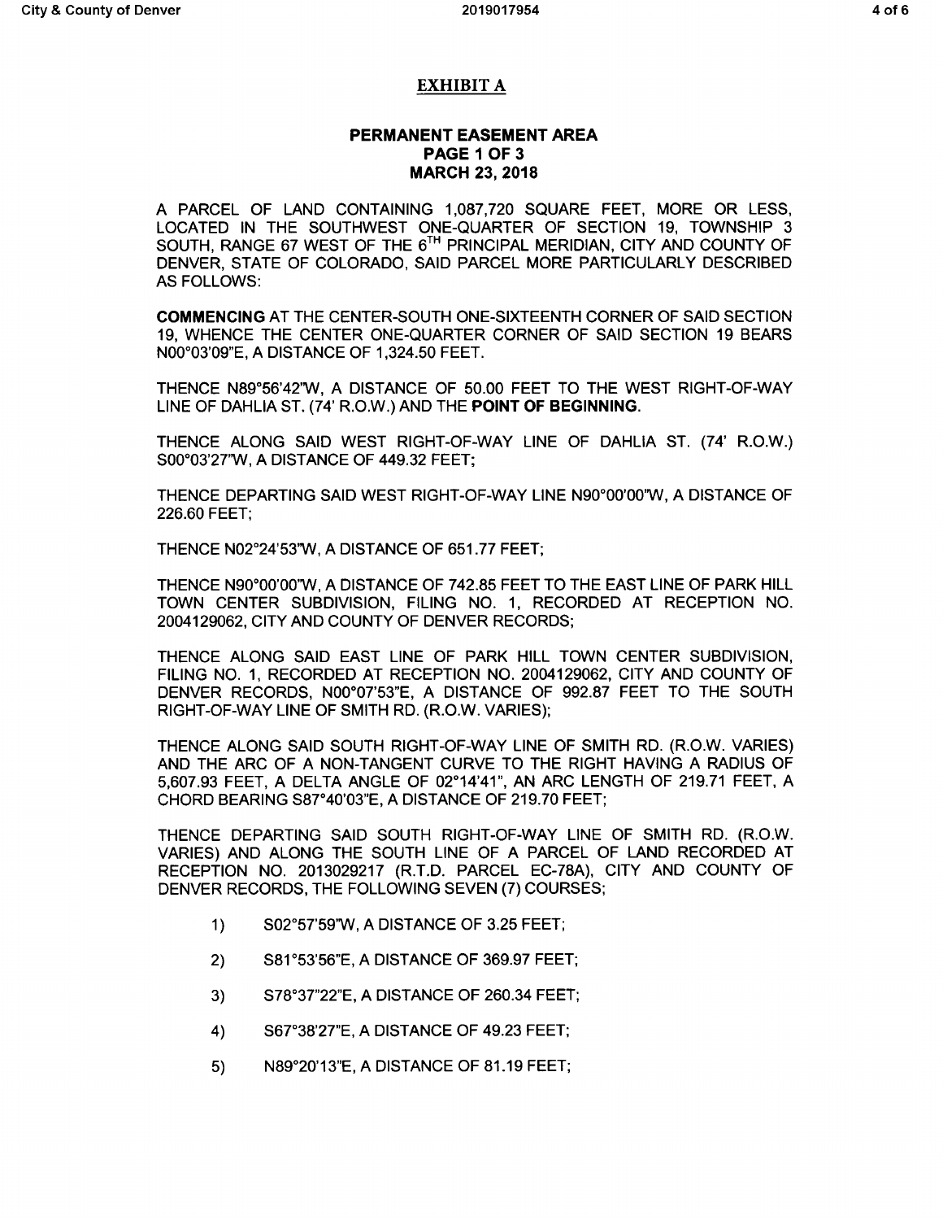## EXHIBIT A

**PERMANENT EASEMENT AREA**
**PAGE 1 OF 3**
**MARCH 23, 2018**

A PARCEL OF LAND CONTAINING 1,087,720 SQUARE FEET, MORE OR LESS, LOCATED IN THE SOUTHWEST ONE-QUARTER OF SECTION 19, TOWNSHIP 3 SOUTH, RANGE 67 WEST OF THE 6TH PRINCIPAL MERIDIAN, CITY AND COUNTY OF DENVER, STATE OF COLORADO, SAID PARCEL MORE PARTICULARLY DESCRIBED AS FOLLOWS:

**COMMENCING** AT THE CENTER-SOUTH ONE-SIXTEENTH CORNER OF SAID SECTION 19, WHENCE THE CENTER ONE-QUARTER CORNER OF SAID SECTION 19 BEARS N00°03'09"E, A DISTANCE OF 1,324.50 FEET.

THENCE N89°56'42"W, A DISTANCE OF 50.00 FEET TO THE WEST RIGHT-OF-WAY LINE OF DAHLIA ST. (74' R.O.W.) AND THE **POINT OF BEGINNING.**

THENCE ALONG SAID WEST RIGHT-OF-WAY LINE OF DAHLIA ST. (74' R.O.W.) S00°03'27"W, A DISTANCE OF 449.32 FEET;

THENCE DEPARTING SAID WEST RIGHT-OF-WAY LINE N90°00'00"W, A DISTANCE OF 226.60 FEET;

THENCE N02°24'53"W, A DISTANCE OF 651.77 FEET;

THENCE N90°00'00"W, A DISTANCE OF 742.85 FEET TO THE EAST LINE OF PARK HILL TOWN CENTER SUBDIVISION, FILING NO. 1, RECORDED AT RECEPTION NO. 2004129062, CITY AND COUNTY OF DENVER RECORDS;

THENCE ALONG SAID EAST LINE OF PARK HILL TOWN CENTER SUBDIVISION, FILING NO. 1, RECORDED AT RECEPTION NO. 2004129062, CITY AND COUNTY OF DENVER RECORDS, N00°07'53"E, A DISTANCE OF 992.87 FEET TO THE SOUTH RIGHT-OF-WAY LINE OF SMITH RD. (R.O.W. VARIES);

THENCE ALONG SAID SOUTH RIGHT-OF-WAY LINE OF SMITH RD. (R.O.W. VARIES) AND THE ARC OF A NON-TANGENT CURVE TO THE RIGHT HAVING A RADIUS OF 5,607.93 FEET, A DELTA ANGLE OF 02°14'41", AN ARC LENGTH OF 219.71 FEET, A CHORD BEARING S87°40'03"E, A DISTANCE OF 219.70 FEET;

THENCE DEPARTING SAID SOUTH RIGHT-OF-WAY LINE OF SMITH RD. (R.O.W. VARIES) AND ALONG THE SOUTH LINE OF A PARCEL OF LAND RECORDED AT RECEPTION NO. 2013029217 (R.T.D. PARCEL EC-78A), CITY AND COUNTY OF DENVER RECORDS, THE FOLLOWING SEVEN (7) COURSES;

1) S02°57'59"W, A DISTANCE OF 3.25 FEET;
2) S81°53'56"E, A DISTANCE OF 369.97 FEET;
3) S78°37"22"E, A DISTANCE OF 260.34 FEET;
4) S67°38'27"E, A DISTANCE OF 49.23 FEET;
5) N89°20'13"E, A DISTANCE OF 81.19 FEET;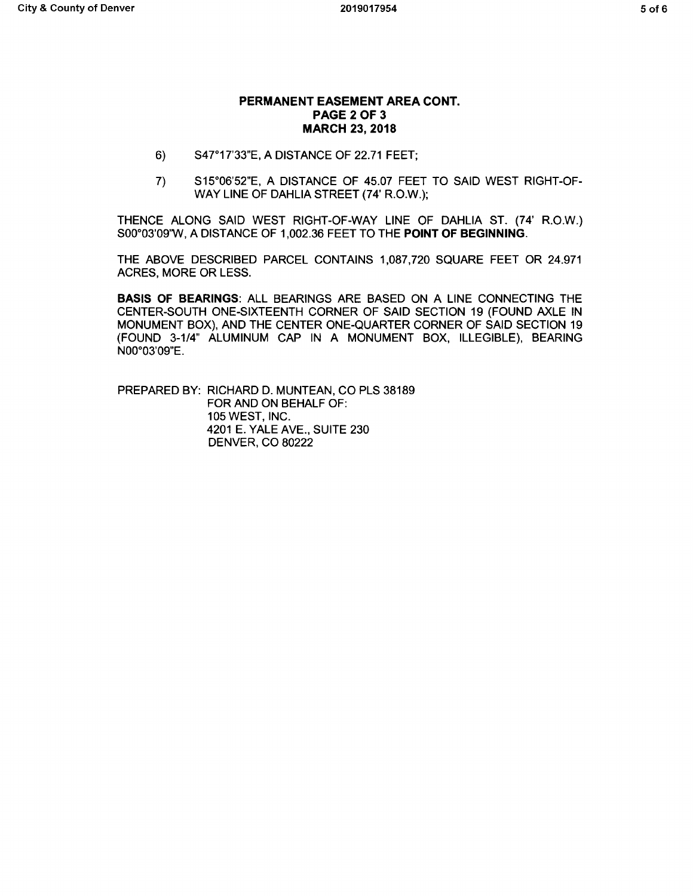## PERMANENT EASEMENT AREA CONT.
## PAGE 2 OF 3
## MARCH 23, 2018

6) S47°17'33"E, A DISTANCE OF 22.71 FEET;

7) S15°06'52"E, A DISTANCE OF 45.07 FEET TO SAID WEST RIGHT-OF-WAY LINE OF DAHLIA STREET (74' R.O.W.);

THENCE ALONG SAID WEST RIGHT-OF-WAY LINE OF DAHLIA ST. (74' R.O.W.) S00°03'09"W, A DISTANCE OF 1,002.36 FEET TO THE **POINT OF BEGINNING**.

THE ABOVE DESCRIBED PARCEL CONTAINS 1,087,720 SQUARE FEET OR 24.971 ACRES, MORE OR LESS.

**BASIS OF BEARINGS**: ALL BEARINGS ARE BASED ON A LINE CONNECTING THE CENTER-SOUTH ONE-SIXTEENTH CORNER OF SAID SECTION 19 (FOUND AXLE IN MONUMENT BOX), AND THE CENTER ONE-QUARTER CORNER OF SAID SECTION 19 (FOUND 3-1/4" ALUMINUM CAP IN A MONUMENT BOX, ILLEGIBLE), BEARING N00°03'09"E.

PREPARED BY: RICHARD D. MUNTEAN, CO PLS 38189
FOR AND ON BEHALF OF:
105 WEST, INC.
4201 E. YALE AVE., SUITE 230
DENVER, CO 80222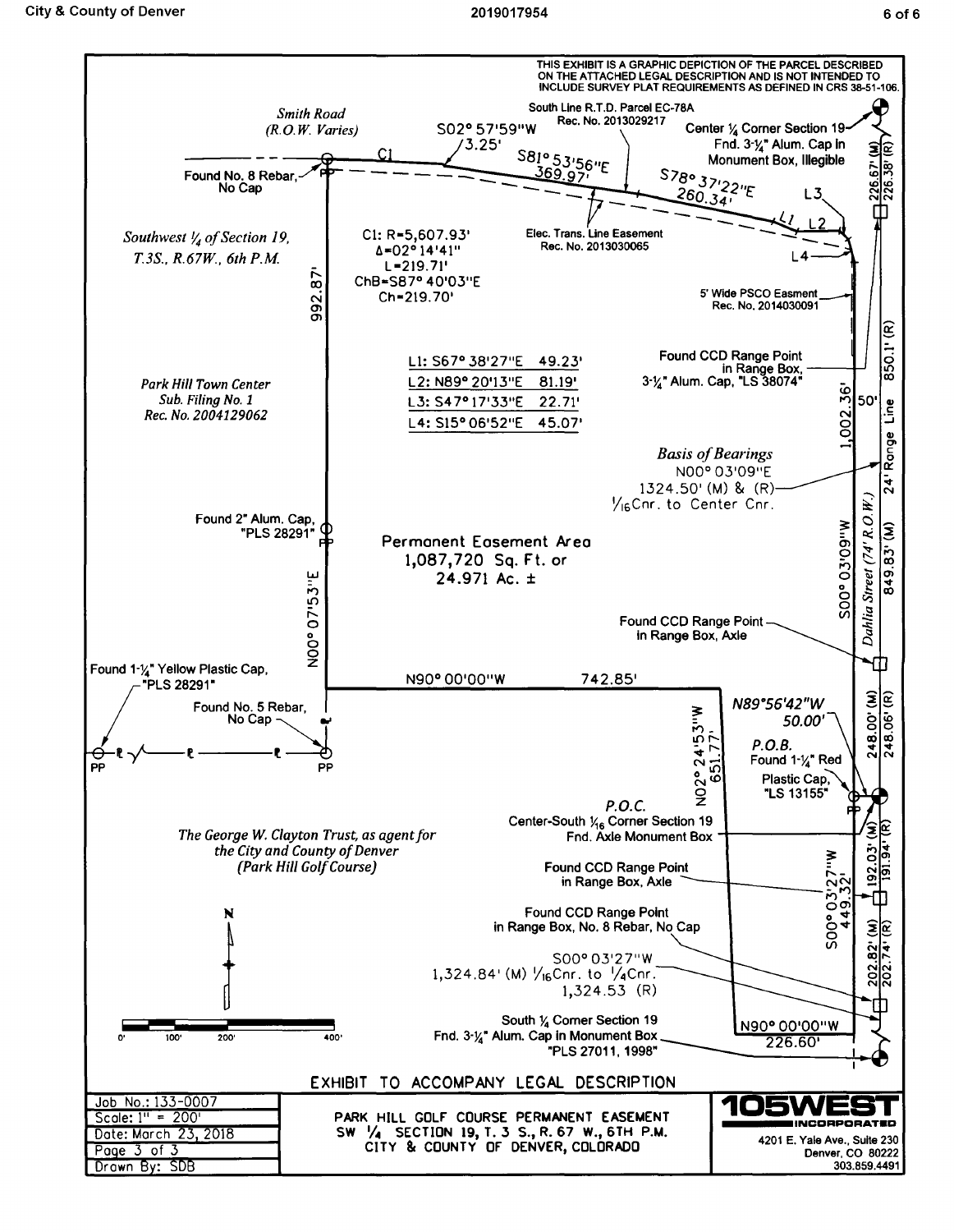THIS EXHIBIT IS A GRAPHIC DEPICTION OF THE PARCEL DESCRIBED ON THE ATTACHED LEGAL DESCRIPTION AND IS NOT INTENDED TO INCLUDE SURVEY PLAT REQUIREMENTS AS DEFINED IN CRS 38-51-106.

*Smith Road*
*(R.O.W. Varies)*

South Line R.T.D. Parcel EC-78A
Rec. No. 2013029217

Center ¼ Corner Section 19
Fnd. 3-¼" Alum. Cap in Monument Box, Illegible

S02° 57'59"W
3.25'

S81° 53'56"E
369.97'

S78° 37'22"E
260.34'

Found No. 8 Rebar, No Cap

C1

L1 L2 L3 L4

226.67' (M) 226.38' (R)

*Southwest ¼ of Section 19, T.3S., R.67W., 6th P.M.*

C1: R=5,607.93'
Δ=02° 14'41"
L=219.71'
ChB=S87° 40'03"E
Ch=219.70'

Elec. Trans. Line Easement
Rec. No. 2013030065

5' Wide PSCO Easment
Rec. No. 2014030091

992.87'

| | |
|---|---|
| L1: S67° 38'27"E | 49.23' |
| L2: N89° 20'13"E | 81.19' |
| L3: S47° 17'33"E | 22.71' |
| L4: S15° 06'52"E | 45.07' |

*Park Hill Town Center*
*Sub. Filing No. 1*
*Rec. No. 2004129062*

Found CCD Range Point in Range Box, 3-¼" Alum. Cap, "LS 38074"

1,002.36'

50'

850.1' (R)

24' Range Line

*Basis of Bearings*
N00° 03'09"E
1324.50' (M) & (R)
1/16 Cnr. to Center Cnr.

Found 2" Alum. Cap, "PLS 28291"

PP

Permanent Easement Area
1,087,720 Sq. Ft. or
24.971 Ac. ±

S00° 03'09"W

*Dahlia Street (74' R.O.W.)*

849.83' (M)

N00° 07'53"E

Found CCD Range Point in Range Box, Axle

Found 1-¼" Yellow Plastic Cap, "PLS 28291"

N90° 00'00"W 742.85'

Found No. 5 Rebar, No Cap

N89°56'42"W
50.00'

N02° 24'53"W
651.77'

248.00' (M) 248.06' (R)

*P.O.B.*
Found 1-¼" Red Plastic Cap, "LS 13155"

PP

*P.O.C.*
Center-South 1/16 Corner Section 19
Fnd. Axle Monument Box

*The George W. Clayton Trust, as agent for the City and County of Denver (Park Hill Golf Course)*

192.03' (M) 191.94' (R)

Found CCD Range Point in Range Box, Axle

S00° 03'27"W
449.32'

Found CCD Range Point in Range Box, No. 8 Rebar, No Cap

S00° 03'27"W
1,324.84' (M) 1/16 Cnr. to ¼ Cnr.
1,324.53 (R)

202.82' (M) 202.74' (R)

N

0' 100' 200' 400'

South ¼ Corner Section 19
Fnd. 3-¼" Alum. Cap in Monument Box
"PLS 27011, 1998"

N90° 00'00"W
226.60'

EXHIBIT TO ACCOMPANY LEGAL DESCRIPTION

Job No.: 133-0007
Scale: 1" = 200'
Date: March 23, 2018
Page 3 of 3
Drawn By: SDB

PARK HILL GOLF COURSE PERMANENT EASEMENT
SW ¼ SECTION 19, T. 3 S., R. 67 W., 6TH P.M.
CITY & COUNTY OF DENVER, COLORADO

**105WEST**
INCORPORATED
4201 E. Yale Ave., Suite 230
Denver, CO 80222
303.859.4491